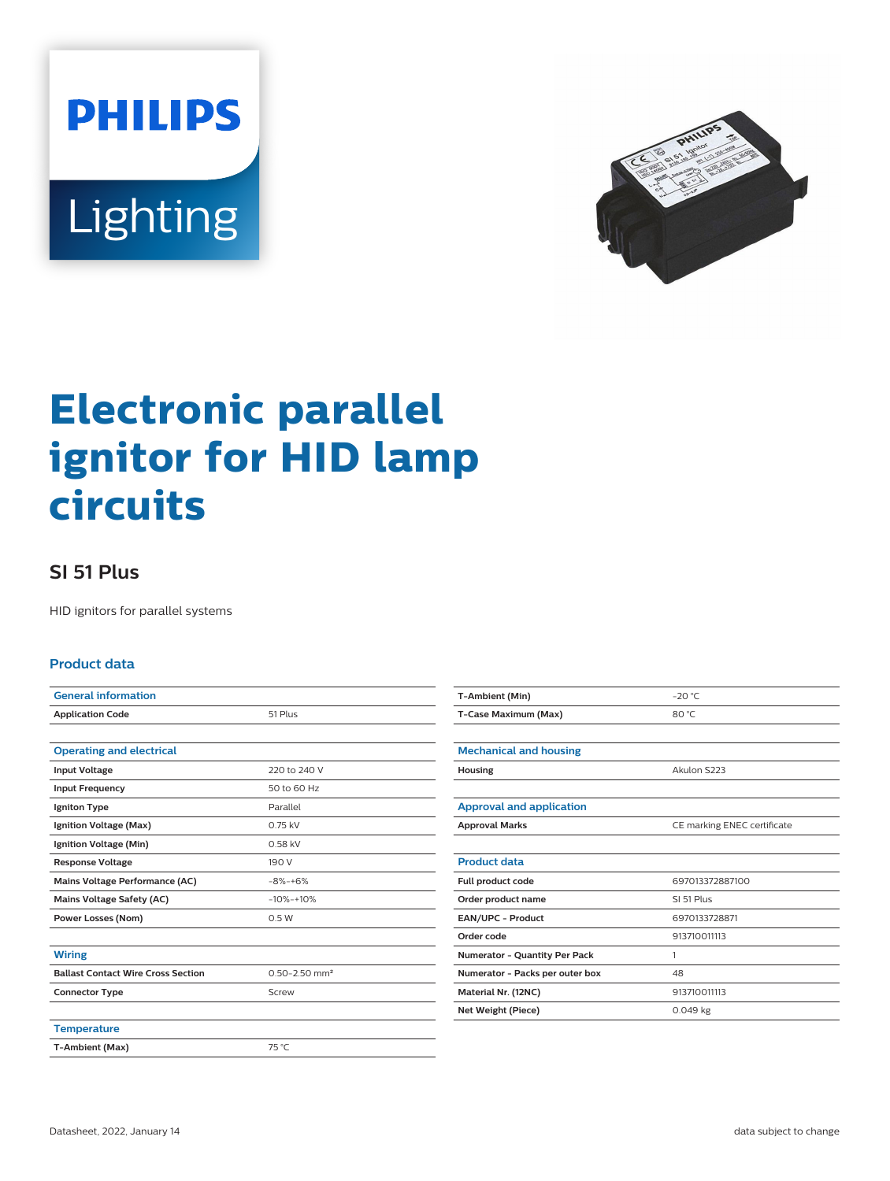# Electronic parallel ignitor for HID lamp circuits

## SI 51 Plus

HID ignitors for parallel systems

### Product data

| General information | |
|---|---|
| Application Code | 51 Plus |

| Operating and electrical | |
|---|---|
| Input Voltage | 220 to 240 V |
| Input Frequency | 50 to 60 Hz |
| Igniton Type | Parallel |
| Ignition Voltage (Max) | 0.75 kV |
| Ignition Voltage (Min) | 0.58 kV |
| Response Voltage | 190 V |
| Mains Voltage Performance (AC) | -8%-+6% |
| Mains Voltage Safety (AC) | -10%-+10% |
| Power Losses (Nom) | 0.5 W |

| Wiring | |
|---|---|
| Ballast Contact Wire Cross Section | 0.50-2.50 mm² |
| Connector Type | Screw |

| Temperature | |
|---|---|
| T-Ambient (Max) | 75 °C |
| T-Ambient (Min) | -20 °C |
| T-Case Maximum (Max) | 80 °C |

| Mechanical and housing | |
|---|---|
| Housing | Akulon S223 |

| Approval and application | |
|---|---|
| Approval Marks | CE marking ENEC certificate |

| Product data | |
|---|---|
| Full product code | 697013372887100 |
| Order product name | SI 51 Plus |
| EAN/UPC - Product | 6970133728871 |
| Order code | 913710011113 |
| Numerator - Quantity Per Pack | 1 |
| Numerator - Packs per outer box | 48 |
| Material Nr. (12NC) | 913710011113 |
| Net Weight (Piece) | 0.049 kg |

Datasheet, 2022, January 14

data subject to change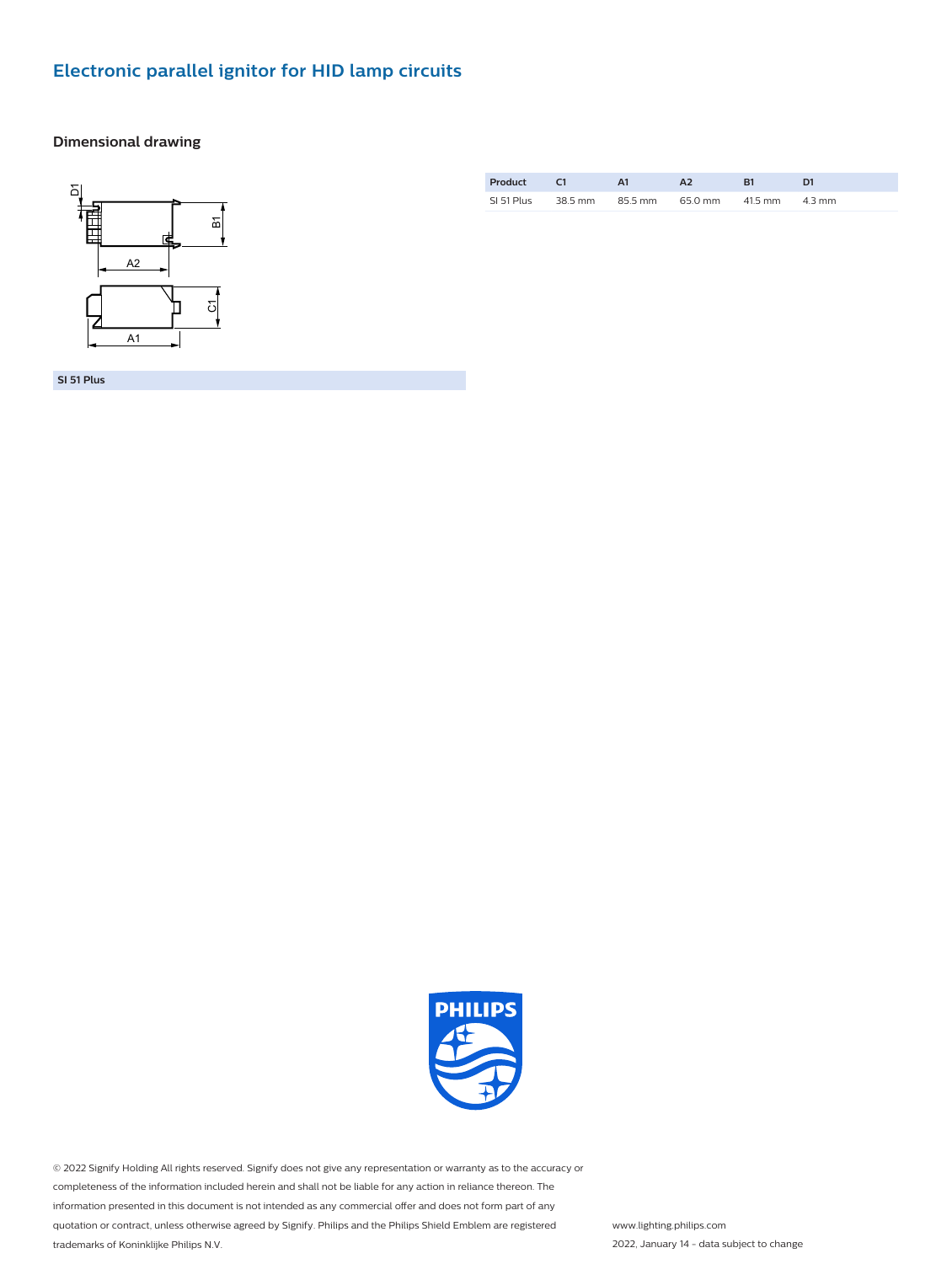# Electronic parallel ignitor for HID lamp circuits

## Dimensional drawing

D1

B1

A2

C1

A1

SI 51 Plus

| Product | C1 | A1 | A2 | B1 | D1 |
|---|---|---|---|---|---|
| SI 51 Plus | 38.5 mm | 85.5 mm | 65.0 mm | 41.5 mm | 4.3 mm |

© 2022 Signify Holding All rights reserved. Signify does not give any representation or warranty as to the accuracy or completeness of the information included herein and shall not be liable for any action in reliance thereon. The information presented in this document is not intended as any commercial offer and does not form part of any quotation or contract, unless otherwise agreed by Signify. Philips and the Philips Shield Emblem are registered trademarks of Koninklijke Philips N.V.

www.lighting.philips.com

2022, January 14 - data subject to change